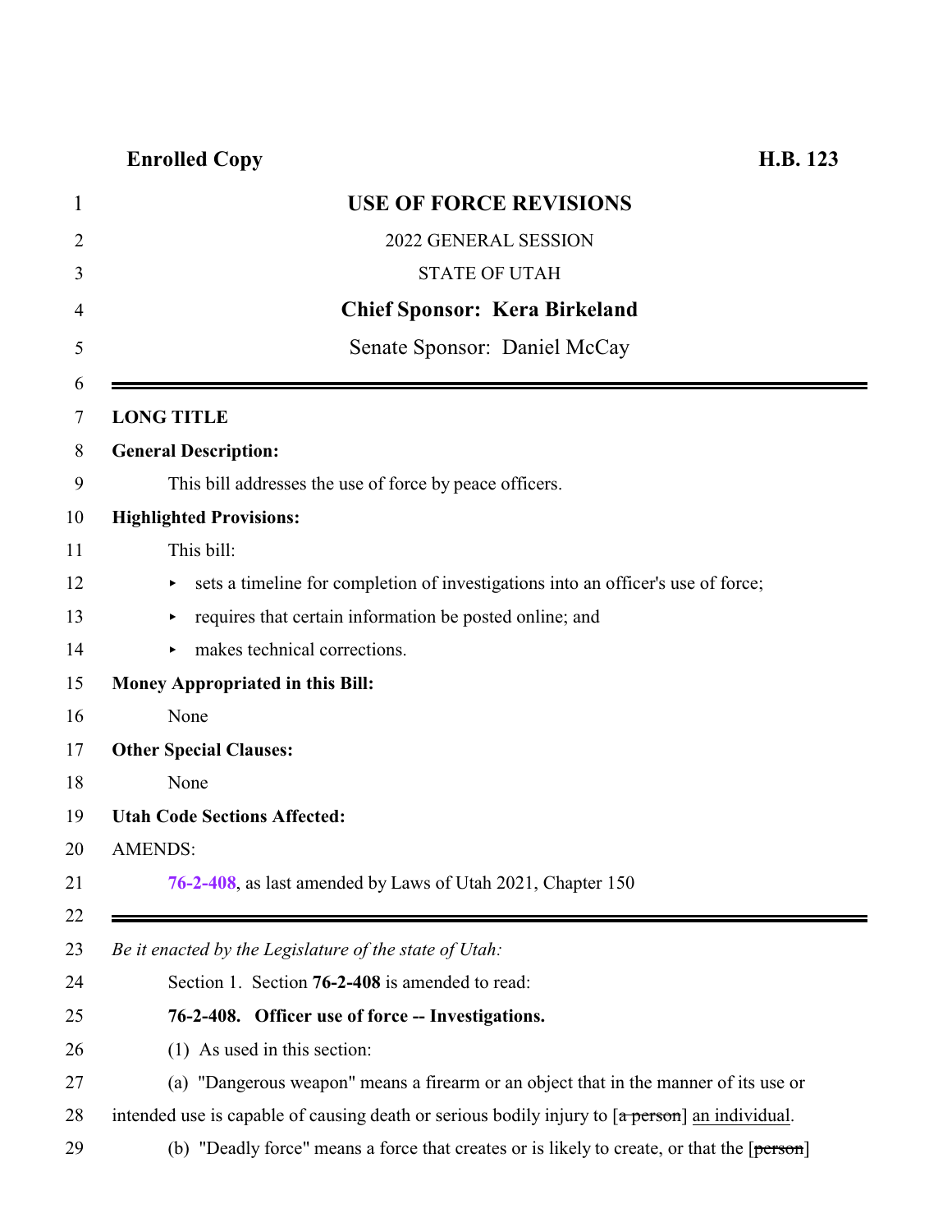**Enrolled Copy** **H.B. 123**

# USE OF FORCE REVISIONS

2022 GENERAL SESSION

STATE OF UTAH

**Chief Sponsor: Kera Birkeland**

Senate Sponsor: Daniel McCay

---

**LONG TITLE**

**General Description:**

This bill addresses the use of force by peace officers.

**Highlighted Provisions:**

This bill:

- sets a timeline for completion of investigations into an officer's use of force;
- requires that certain information be posted online; and
- makes technical corrections.

**Money Appropriated in this Bill:**

None

**Other Special Clauses:**

None

**Utah Code Sections Affected:**

AMENDS:

**76-2-408**, as last amended by Laws of Utah 2021, Chapter 150

---

*Be it enacted by the Legislature of the state of Utah:*

Section 1. Section **76-2-408** is amended to read:

**76-2-408. Officer use of force -- Investigations.**

(1) As used in this section:

(a) "Dangerous weapon" means a firearm or an object that in the manner of its use or intended use is capable of causing death or serious bodily injury to [~~a person~~] an individual.

(b) "Deadly force" means a force that creates or is likely to create, or that the [~~person~~]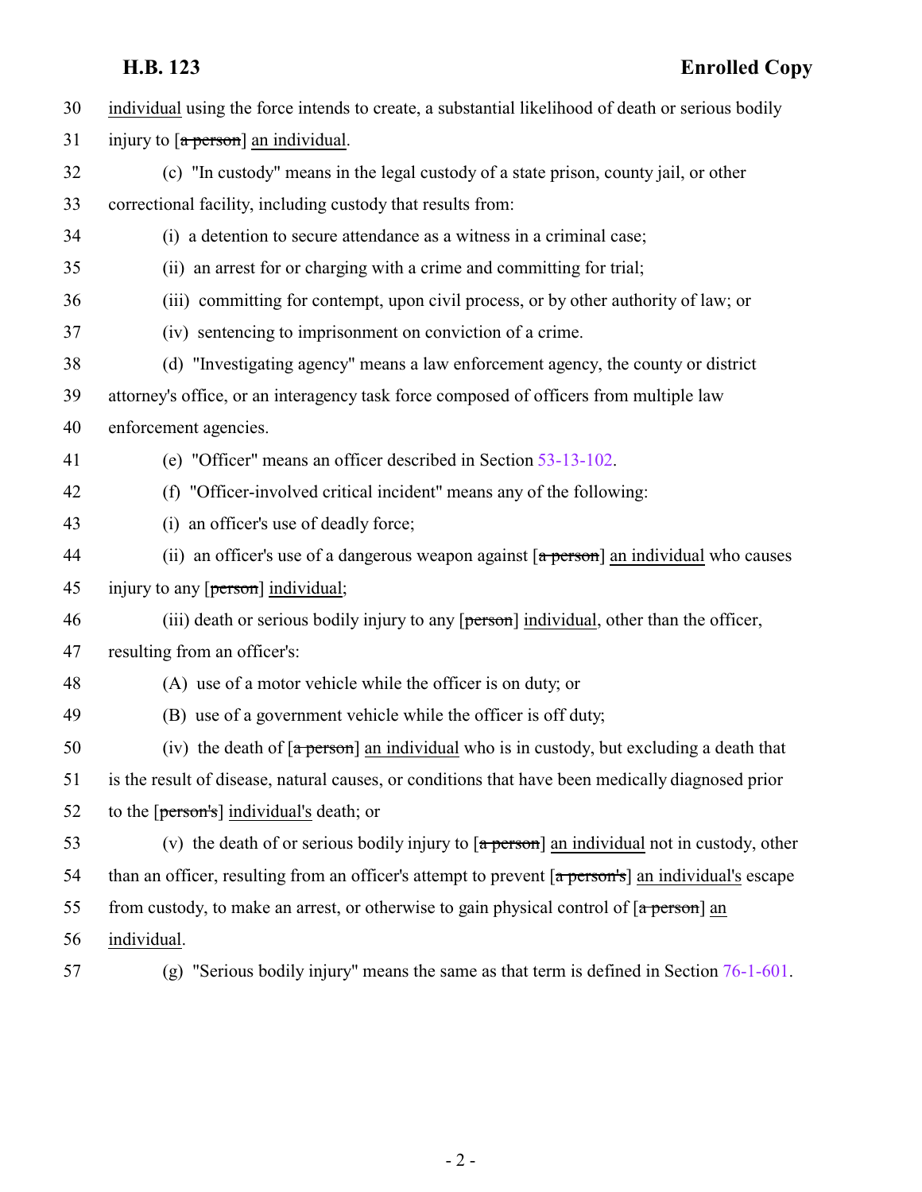30 individual using the force intends to create, a substantial likelihood of death or serious bodily

31 injury to [~~a person~~] an individual.

32 (c) "In custody" means in the legal custody of a state prison, county jail, or other

33 correctional facility, including custody that results from:

34 (i) a detention to secure attendance as a witness in a criminal case;

35 (ii) an arrest for or charging with a crime and committing for trial;

36 (iii) committing for contempt, upon civil process, or by other authority of law; or

37 (iv) sentencing to imprisonment on conviction of a crime.

38 (d) "Investigating agency" means a law enforcement agency, the county or district

39 attorney's office, or an interagency task force composed of officers from multiple law

40 enforcement agencies.

41 (e) "Officer" means an officer described in Section 53-13-102.

42 (f) "Officer-involved critical incident" means any of the following:

43 (i) an officer's use of deadly force;

44 (ii) an officer's use of a dangerous weapon against [~~a person~~] an individual who causes

45 injury to any [~~person~~] individual;

46 (iii) death or serious bodily injury to any [~~person~~] individual, other than the officer,

47 resulting from an officer's:

48 (A) use of a motor vehicle while the officer is on duty; or

49 (B) use of a government vehicle while the officer is off duty;

50 (iv) the death of [~~a person~~] an individual who is in custody, but excluding a death that

51 is the result of disease, natural causes, or conditions that have been medically diagnosed prior

52 to the [~~person's~~] individual's death; or

53 (v) the death of or serious bodily injury to [~~a person~~] an individual not in custody, other

54 than an officer, resulting from an officer's attempt to prevent [~~a person's~~] an individual's escape

55 from custody, to make an arrest, or otherwise to gain physical control of [~~a person~~] an

56 individual.

57 (g) "Serious bodily injury" means the same as that term is defined in Section 76-1-601.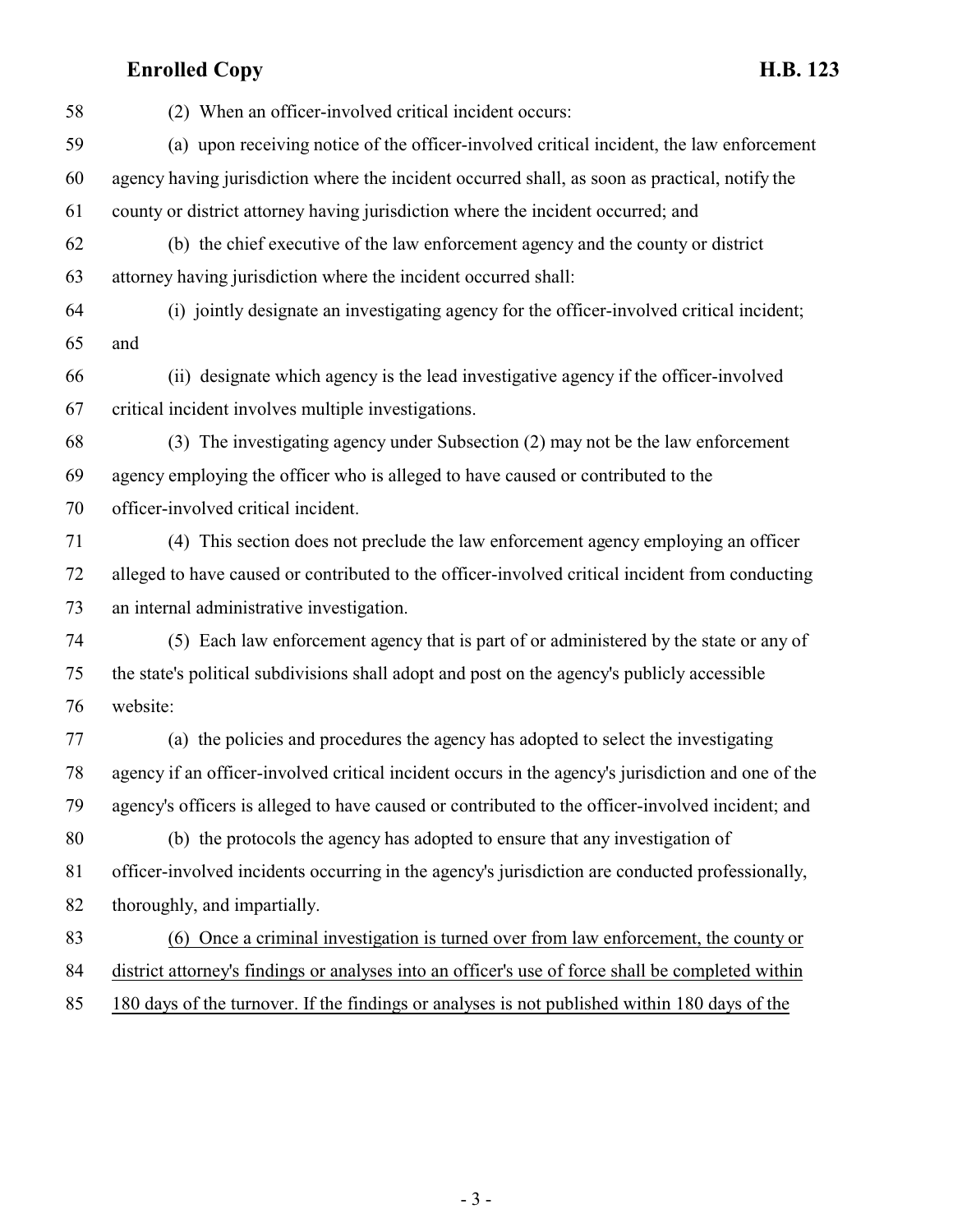(2) When an officer-involved critical incident occurs:

(a) upon receiving notice of the officer-involved critical incident, the law enforcement agency having jurisdiction where the incident occurred shall, as soon as practical, notify the county or district attorney having jurisdiction where the incident occurred; and

(b) the chief executive of the law enforcement agency and the county or district attorney having jurisdiction where the incident occurred shall:

(i) jointly designate an investigating agency for the officer-involved critical incident; and

(ii) designate which agency is the lead investigative agency if the officer-involved critical incident involves multiple investigations.

(3) The investigating agency under Subsection (2) may not be the law enforcement agency employing the officer who is alleged to have caused or contributed to the officer-involved critical incident.

(4) This section does not preclude the law enforcement agency employing an officer alleged to have caused or contributed to the officer-involved critical incident from conducting an internal administrative investigation.

(5) Each law enforcement agency that is part of or administered by the state or any of the state's political subdivisions shall adopt and post on the agency's publicly accessible website:

(a) the policies and procedures the agency has adopted to select the investigating agency if an officer-involved critical incident occurs in the agency's jurisdiction and one of the agency's officers is alleged to have caused or contributed to the officer-involved incident; and

(b) the protocols the agency has adopted to ensure that any investigation of officer-involved incidents occurring in the agency's jurisdiction are conducted professionally, thoroughly, and impartially.

<u>(6) Once a criminal investigation is turned over from law enforcement, the county or district attorney's findings or analyses into an officer's use of force shall be completed within 180 days of the turnover. If the findings or analyses is not published within 180 days of the</u>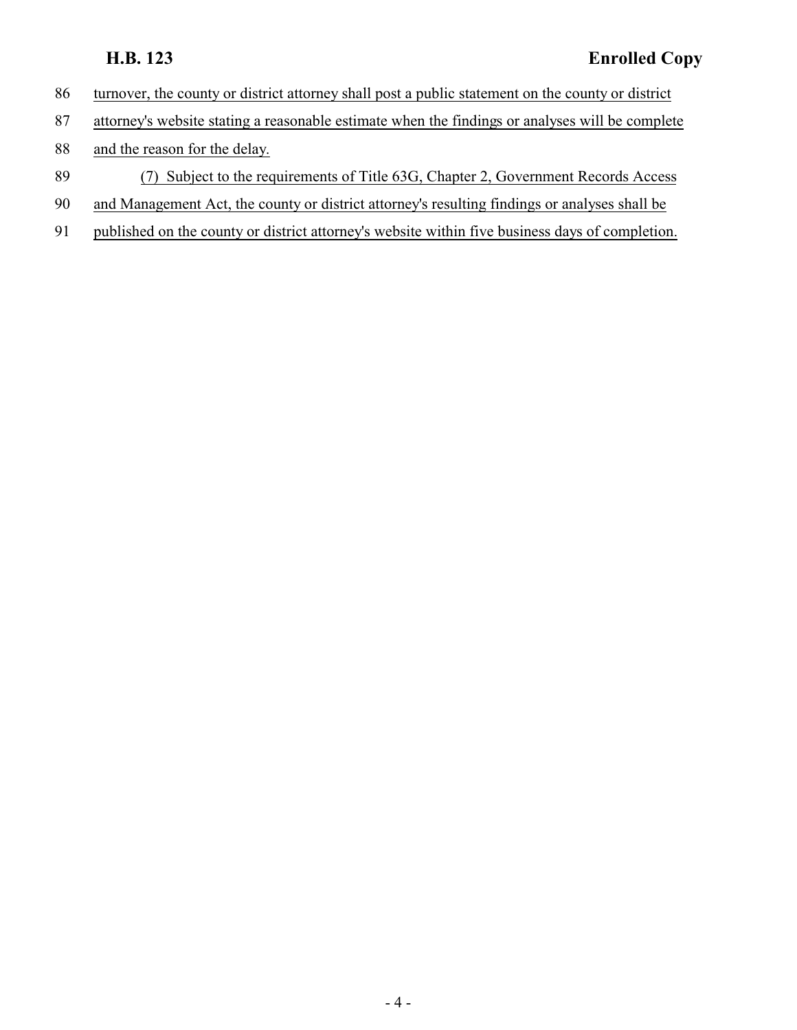turnover, the county or district attorney shall post a public statement on the county or district attorney's website stating a reasonable estimate when the findings or analyses will be complete and the reason for the delay.

(7) Subject to the requirements of Title 63G, Chapter 2, Government Records Access and Management Act, the county or district attorney's resulting findings or analyses shall be published on the county or district attorney's website within five business days of completion.